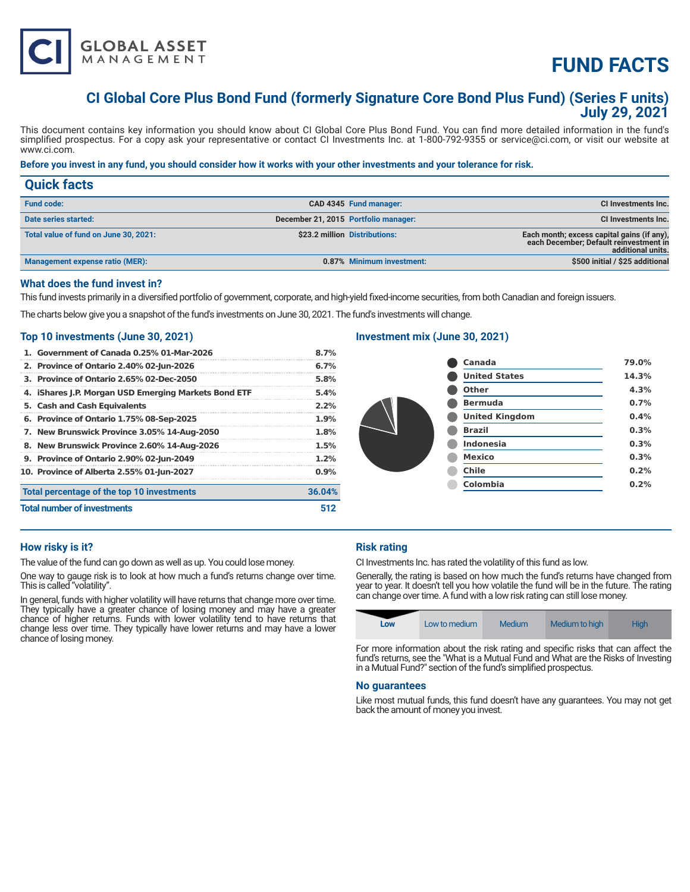# FUND FACTS

## CI Global Core Plus Bond Fund (formerly Signature Core Bond Plus Fund) (Series F units)
## July 29, 2021

This document contains key information you should know about CI Global Core Plus Bond Fund. You can find more detailed information in the fund's simplified prospectus. For a copy ask your representative or contact CI Investments Inc. at 1-800-792-9355 or service@ci.com, or visit our website at www.ci.com.

**Before you invest in any fund, you should consider how it works with your other investments and your tolerance for risk.**

## Quick facts

| | | | |
|---|---|---|---|
| **Fund code:** | CAD 4345 | **Fund manager:** | CI Investments Inc. |
| **Date series started:** | December 21, 2015 | **Portfolio manager:** | CI Investments Inc. |
| **Total value of fund on June 30, 2021:** | $23.2 million | **Distributions:** | Each month; excess capital gains (if any), each December; Default reinvestment in additional units. |
| **Management expense ratio (MER):** | 0.87% | **Minimum investment:** | $500 initial / $25 additional |

### What does the fund invest in?

This fund invests primarily in a diversified portfolio of government, corporate, and high-yield fixed-income securities, from both Canadian and foreign issuers.

The charts below give you a snapshot of the fund's investments on June 30, 2021. The fund's investments will change.

### Top 10 investments (June 30, 2021)

| | |
|---|---|
| 1. Government of Canada 0.25% 01-Mar-2026 | 8.7% |
| 2. Province of Ontario 2.40% 02-Jun-2026 | 6.7% |
| 3. Province of Ontario 2.65% 02-Dec-2050 | 5.8% |
| 4. iShares J.P. Morgan USD Emerging Markets Bond ETF | 5.4% |
| 5. Cash and Cash Equivalents | 2.2% |
| 6. Province of Ontario 1.75% 08-Sep-2025 | 1.9% |
| 7. New Brunswick Province 3.05% 14-Aug-2050 | 1.8% |
| 8. New Brunswick Province 2.60% 14-Aug-2026 | 1.5% |
| 9. Province of Ontario 2.90% 02-Jun-2049 | 1.2% |
| 10. Province of Alberta 2.55% 01-Jun-2027 | 0.9% |
| **Total percentage of the top 10 investments** | **36.04%** |
| **Total number of investments** | **512** |

### Investment mix (June 30, 2021)

| | |
|---|---|
| Canada | 79.0% |
| United States | 14.3% |
| Other | 4.3% |
| Bermuda | 0.7% |
| United Kingdom | 0.4% |
| Brazil | 0.3% |
| Indonesia | 0.3% |
| Mexico | 0.3% |
| Chile | 0.2% |
| Colombia | 0.2% |

### How risky is it?

The value of the fund can go down as well as up. You could lose money.

One way to gauge risk is to look at how much a fund's returns change over time. This is called "volatility".

In general, funds with higher volatility will have returns that change more over time. They typically have a greater chance of losing money and may have a greater chance of higher returns. Funds with lower volatility tend to have returns that change less over time. They typically have lower returns and may have a lower chance of losing money.

### Risk rating

CI Investments Inc. has rated the volatility of this fund as low.

Generally, the rating is based on how much the fund's returns have changed from year to year. It doesn't tell you how volatile the fund will be in the future. The rating can change over time. A fund with a low risk rating can still lose money.

| **Low** | Low to medium | Medium | Medium to high | High |
|---|---|---|---|---|

For more information about the risk rating and specific risks that can affect the fund's returns, see the "What is a Mutual Fund and What are the Risks of Investing in a Mutual Fund?" section of the fund's simplified prospectus.

### No guarantees

Like most mutual funds, this fund doesn't have any guarantees. You may not get back the amount of money you invest.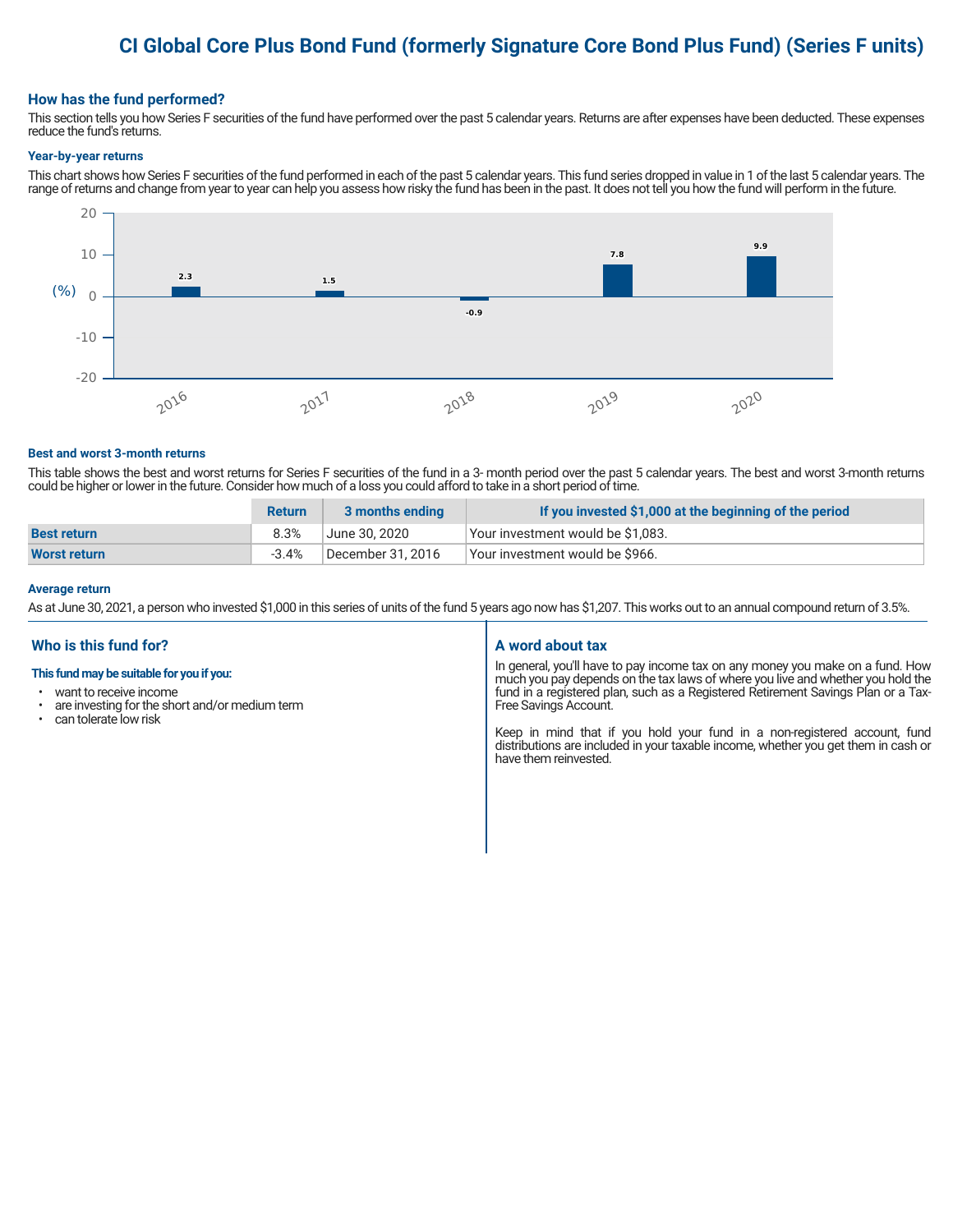# CI Global Core Plus Bond Fund (formerly Signature Core Bond Plus Fund) (Series F units)

## How has the fund performed?

This section tells you how Series F securities of the fund have performed over the past 5 calendar years. Returns are after expenses have been deducted. These expenses reduce the fund's returns.

### Year-by-year returns

This chart shows how Series F securities of the fund performed in each of the past 5 calendar years. This fund series dropped in value in 1 of the last 5 calendar years. The range of returns and change from year to year can help you assess how risky the fund has been in the past. It does not tell you how the fund will perform in the future.

| Year | 2016 | 2017 | 2018 | 2019 | 2020 |
|---|---|---|---|---|---|
| Return (%) | 2.3 | 1.5 | -0.9 | 7.8 | 9.9 |

### Best and worst 3-month returns

This table shows the best and worst returns for Series F securities of the fund in a 3- month period over the past 5 calendar years. The best and worst 3-month returns could be higher or lower in the future. Consider how much of a loss you could afford to take in a short period of time.

| | Return | 3 months ending | If you invested $1,000 at the beginning of the period |
|---|---|---|---|
| **Best return** | 8.3% | June 30, 2020 | Your investment would be $1,083. |
| **Worst return** | -3.4% | December 31, 2016 | Your investment would be $966. |

### Average return

As at June 30, 2021, a person who invested $1,000 in this series of units of the fund 5 years ago now has $1,207. This works out to an annual compound return of 3.5%.

## Who is this fund for?

**This fund may be suitable for you if you:**

- want to receive income
- are investing for the short and/or medium term
- can tolerate low risk

## A word about tax

In general, you'll have to pay income tax on any money you make on a fund. How much you pay depends on the tax laws of where you live and whether you hold the fund in a registered plan, such as a Registered Retirement Savings Plan or a Tax-Free Savings Account.

Keep in mind that if you hold your fund in a non-registered account, fund distributions are included in your taxable income, whether you get them in cash or have them reinvested.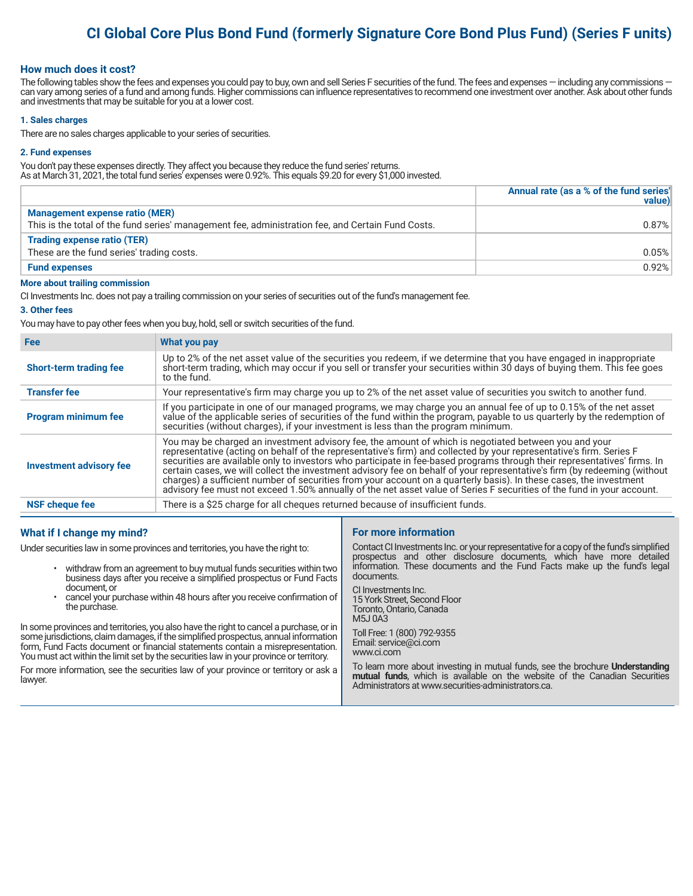# CI Global Core Plus Bond Fund (formerly Signature Core Bond Plus Fund) (Series F units)

## How much does it cost?

The following tables show the fees and expenses you could pay to buy, own and sell Series F securities of the fund. The fees and expenses — including any commissions — can vary among series of a fund and among funds. Higher commissions can influence representatives to recommend one investment over another. Ask about other funds and investments that may be suitable for you at a lower cost.

### 1. Sales charges

There are no sales charges applicable to your series of securities.

### 2. Fund expenses

You don't pay these expenses directly. They affect you because they reduce the fund series' returns.
As at March 31, 2021, the total fund series' expenses were 0.92%. This equals $9.20 for every $1,000 invested.

| | Annual rate (as a % of the fund series' value) |
|---|---|
| **Management expense ratio (MER)**<br>This is the total of the fund series' management fee, administration fee, and Certain Fund Costs. | 0.87% |
| **Trading expense ratio (TER)**<br>These are the fund series' trading costs. | 0.05% |
| **Fund expenses** | 0.92% |

#### More about trailing commission

CI Investments Inc. does not pay a trailing commission on your series of securities out of the fund's management fee.

### 3. Other fees

You may have to pay other fees when you buy, hold, sell or switch securities of the fund.

| Fee | What you pay |
|---|---|
| **Short-term trading fee** | Up to 2% of the net asset value of the securities you redeem, if we determine that you have engaged in inappropriate short-term trading, which may occur if you sell or transfer your securities within 30 days of buying them. This fee goes to the fund. |
| **Transfer fee** | Your representative's firm may charge you up to 2% of the net asset value of securities you switch to another fund. |
| **Program minimum fee** | If you participate in one of our managed programs, we may charge you an annual fee of up to 0.15% of the net asset value of the applicable series of securities of the fund within the program, payable to us quarterly by the redemption of securities (without charges), if your investment is less than the program minimum. |
| **Investment advisory fee** | You may be charged an investment advisory fee, the amount of which is negotiated between you and your representative (acting on behalf of the representative's firm) and collected by your representative's firm. Series F securities are available only to investors who participate in fee-based programs through their representatives' firms. In certain cases, we will collect the investment advisory fee on behalf of your representative's firm (by redeeming (without charges) a sufficient number of securities from your account on a quarterly basis). In these cases, the investment advisory fee must not exceed 1.50% annually of the net asset value of Series F securities of the fund in your account. |
| **NSF cheque fee** | There is a $25 charge for all cheques returned because of insufficient funds. |

## What if I change my mind?

Under securities law in some provinces and territories, you have the right to:

- withdraw from an agreement to buy mutual funds securities within two business days after you receive a simplified prospectus or Fund Facts document, or
- cancel your purchase within 48 hours after you receive confirmation of the purchase.

In some provinces and territories, you also have the right to cancel a purchase, or in some jurisdictions, claim damages, if the simplified prospectus, annual information form, Fund Facts document or financial statements contain a misrepresentation. You must act within the limit set by the securities law in your province or territory.

For more information, see the securities law of your province or territory or ask a lawyer.

## For more information

Contact CI Investments Inc. or your representative for a copy of the fund's simplified prospectus and other disclosure documents, which have more detailed information. These documents and the Fund Facts make up the fund's legal documents.

CI Investments Inc.
15 York Street, Second Floor
Toronto, Ontario, Canada
M5J 0A3

Toll Free: 1 (800) 792-9355
Email: service@ci.com
www.ci.com

To learn more about investing in mutual funds, see the brochure **Understanding mutual funds**, which is available on the website of the Canadian Securities Administrators at www.securities-administrators.ca.